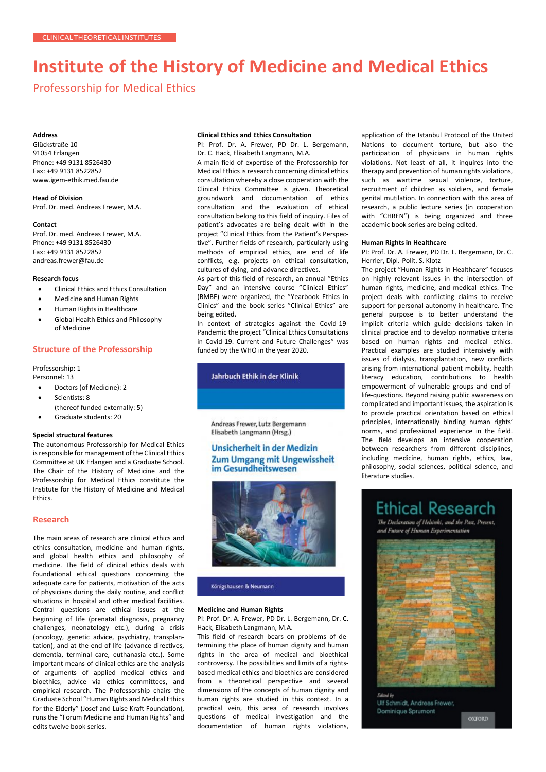CLINICAL THEORETICAL INSTITUTES

# Institute of the History of Medicine and Medical Ethics

## Professorship for Medical Ethics

**Address**
Glückstraße 10
91054 Erlangen
Phone: +49 9131 8526430
Fax: +49 9131 8522852
www.igem-ethik.med.fau.de

**Head of Division**
Prof. Dr. med. Andreas Frewer, M.A.

**Contact**
Prof. Dr. med. Andreas Frewer, M.A.
Phone: +49 9131 8526430
Fax: +49 9131 8522852
andreas.frewer@fau.de

**Research focus**

- Clinical Ethics and Ethics Consultation
- Medicine and Human Rights
- Human Rights in Healthcare
- Global Health Ethics and Philosophy of Medicine

### Structure of the Professorship

Professorship: 1
Personnel: 13

- Doctors (of Medicine): 2
- Scientists: 8
  (thereof funded externally: 5)
- Graduate students: 20

**Special structural features**
The autonomous Professorship for Medical Ethics is responsible for management of the Clinical Ethics Committee at UK Erlangen and a Graduate School. The Chair of the History of Medicine and the Professorship for Medical Ethics constitute the Institute for the History of Medicine and Medical Ethics.

### Research

The main areas of research are clinical ethics and ethics consultation, medicine and human rights, and global health ethics and philosophy of medicine. The field of clinical ethics deals with foundational ethical questions concerning the adequate care for patients, motivation of the acts of physicians during the daily routine, and conflict situations in hospital and other medical facilities. Central questions are ethical issues at the beginning of life (prenatal diagnosis, pregnancy challenges, neonatology etc.), during a crisis (oncology, genetic advice, psychiatry, transplantation), and at the end of life (advance directives, dementia, terminal care, euthanasia etc.). Some important means of clinical ethics are the analysis of arguments of applied medical ethics and bioethics, advice via ethics committees, and empirical research. The Professorship chairs the Graduate School "Human Rights and Medical Ethics for the Elderly" (Josef and Luise Kraft Foundation), runs the "Forum Medicine and Human Rights" and edits twelve book series.

**Clinical Ethics and Ethics Consultation**
PI: Prof. Dr. A. Frewer, PD Dr. L. Bergemann, Dr. C. Hack, Elisabeth Langmann, M.A.
A main field of expertise of the Professorship for Medical Ethics is research concerning clinical ethics consultation whereby a close cooperation with the Clinical Ethics Committee is given. Theoretical groundwork and documentation of ethics consultation and the evaluation of ethical consultation belong to this field of inquiry. Files of patient's advocates are being dealt with in the project "Clinical Ethics from the Patient's Perspective". Further fields of research, particularly using methods of empirical ethics, are end of life conflicts, e.g. projects on ethical consultation, cultures of dying, and advance directives.
As part of this field of research, an annual "Ethics Day" and an intensive course "Clinical Ethics" (BMBF) were organized, the "Yearbook Ethics in Clinics" and the book series "Clinical Ethics" are being edited.
In context of strategies against the Covid-19-Pandemic the project "Clinical Ethics Consultations in Covid-19. Current and Future Challenges" was funded by the WHO in the year 2020.

Jahrbuch Ethik in der Klinik
Andreas Frewer, Lutz Bergemann, Elisabeth Langmann (Hrsg.)
Unsicherheit in der Medizin – Zum Umgang mit Ungewissheit im Gesundheitswesen
Königshausen & Neumann

**Medicine and Human Rights**
PI: Prof. Dr. A. Frewer, PD Dr. L. Bergemann, Dr. C. Hack, Elisabeth Langmann, M.A.
This field of research bears on problems of determining the place of human dignity and human rights in the area of medical and bioethical controversy. The possibilities and limits of a rights-based medical ethics and bioethics are considered from a theoretical perspective and several dimensions of the concepts of human dignity and human rights are studied in this context. In a practical vein, this area of research involves questions of medical investigation and the documentation of human rights violations, application of the Istanbul Protocol of the United Nations to document torture, but also the participation of physicians in human rights violations. Not least of all, it inquires into the therapy and prevention of human rights violations, such as wartime sexual violence, torture, recruitment of children as soldiers, and female genital mutilation. In connection with this area of research, a public lecture series (in cooperation with "CHREN") is being organized and three academic book series are being edited.

**Human Rights in Healthcare**
PI: Prof. Dr. A. Frewer, PD Dr. L. Bergemann, Dr. C. Herrler, Dipl.-Polit. S. Klotz
The project "Human Rights in Healthcare" focuses on highly relevant issues in the intersection of human rights, medicine, and medical ethics. The project deals with conflicting claims to receive support for personal autonomy in healthcare. The general purpose is to better understand the implicit criteria which guide decisions taken in clinical practice and to develop normative criteria based on human rights and medical ethics. Practical examples are studied intensively with issues of dialysis, transplantation, new conflicts arising from international patient mobility, health literacy education, contributions to health empowerment of vulnerable groups and end-of-life-questions. Beyond raising public awareness on complicated and important issues, the aspiration is to provide practical orientation based on ethical principles, internationally binding human rights' norms, and professional experience in the field. The field develops an intensive cooperation between researchers from different disciplines, including medicine, human rights, ethics, law, philosophy, social sciences, political science, and literature studies.

Ethical Research
*The Declaration of Helsinki, and the Past, Present, and Future of Human Experimentation*
Edited by Ulf Schmidt, Andreas Frewer, Dominique Sprumont
OXFORD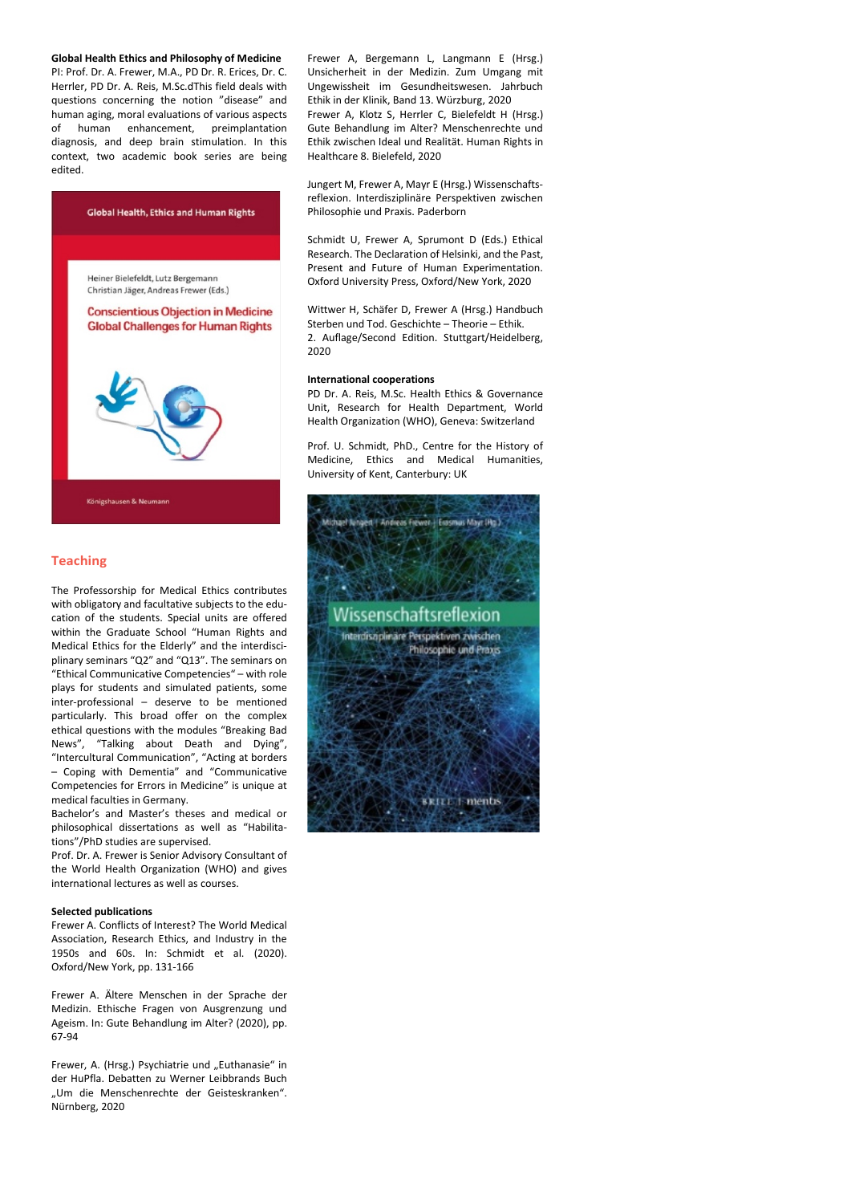**Global Health Ethics and Philosophy of Medicine**

PI: Prof. Dr. A. Frewer, M.A., PD Dr. R. Erices, Dr. C. Herrler, PD Dr. A. Reis, M.Sc.dThis field deals with questions concerning the notion "disease" and human aging, moral evaluations of various aspects of human enhancement, preimplantation diagnosis, and deep brain stimulation. In this context, two academic book series are being edited.

## Teaching

The Professorship for Medical Ethics contributes with obligatory and facultative subjects to the education of the students. Special units are offered within the Graduate School "Human Rights and Medical Ethics for the Elderly" and the interdisciplinary seminars "Q2" and "Q13". The seminars on "Ethical Communicative Competences" – with role plays for students and simulated patients, some inter-professional – deserve to be mentioned particularly. This broad offer on the complex ethical questions with the modules "Breaking Bad News", "Talking about Death and Dying", "Intercultural Communication", "Acting at borders – Coping with Dementia" and "Communicative Competencies for Errors in Medicine" is unique at medical faculties in Germany.

Bachelor's and Master's theses and medical or philosophical dissertations as well as "Habilitations"/PhD studies are supervised.

Prof. Dr. A. Frewer is Senior Advisory Consultant of the World Health Organization (WHO) and gives international lectures as well as courses.

**Selected publications**

Frewer A. Conflicts of Interest? The World Medical Association, Research Ethics, and Industry in the 1950s and 60s. In: Schmidt et al. (2020). Oxford/New York, pp. 131-166

Frewer A. Ältere Menschen in der Sprache der Medizin. Ethische Fragen von Ausgrenzung und Ageism. In: Gute Behandlung im Alter? (2020), pp. 67-94

Frewer, A. (Hrsg.) Psychiatrie und „Euthanasie" in der HuPfla. Debatten zu Werner Leibbrands Buch „Um die Menschenrechte der Geisteskranken". Nürnberg, 2020

Frewer A, Bergemann L, Langmann E (Hrsg.) Unsicherheit in der Medizin. Zum Umgang mit Ungewissheit im Gesundheitswesen. Jahrbuch Ethik in der Klinik, Band 13. Würzburg, 2020
Frewer A, Klotz S, Herrler C, Bielefeldt H (Hrsg.) Gute Behandlung im Alter? Menschenrechte und Ethik zwischen Ideal und Realität. Human Rights in Healthcare 8. Bielefeld, 2020

Jungert M, Frewer A, Mayr E (Hrsg.) Wissenschaftsreflexion. Interdisziplinäre Perspektiven zwischen Philosophie und Praxis. Paderborn

Schmidt U, Frewer A, Sprumont D (Eds.) Ethical Research. The Declaration of Helsinki, and the Past, Present and Future of Human Experimentation. Oxford University Press, Oxford/New York, 2020

Wittwer H, Schäfer D, Frewer A (Hrsg.) Handbuch Sterben und Tod. Geschichte – Theorie – Ethik. 2. Auflage/Second Edition. Stuttgart/Heidelberg, 2020

**International cooperations**

PD Dr. A. Reis, M.Sc. Health Ethics & Governance Unit, Research for Health Department, World Health Organization (WHO), Geneva: Switzerland

Prof. U. Schmidt, PhD., Centre for the History of Medicine, Ethics and Medical Humanities, University of Kent, Canterbury: UK